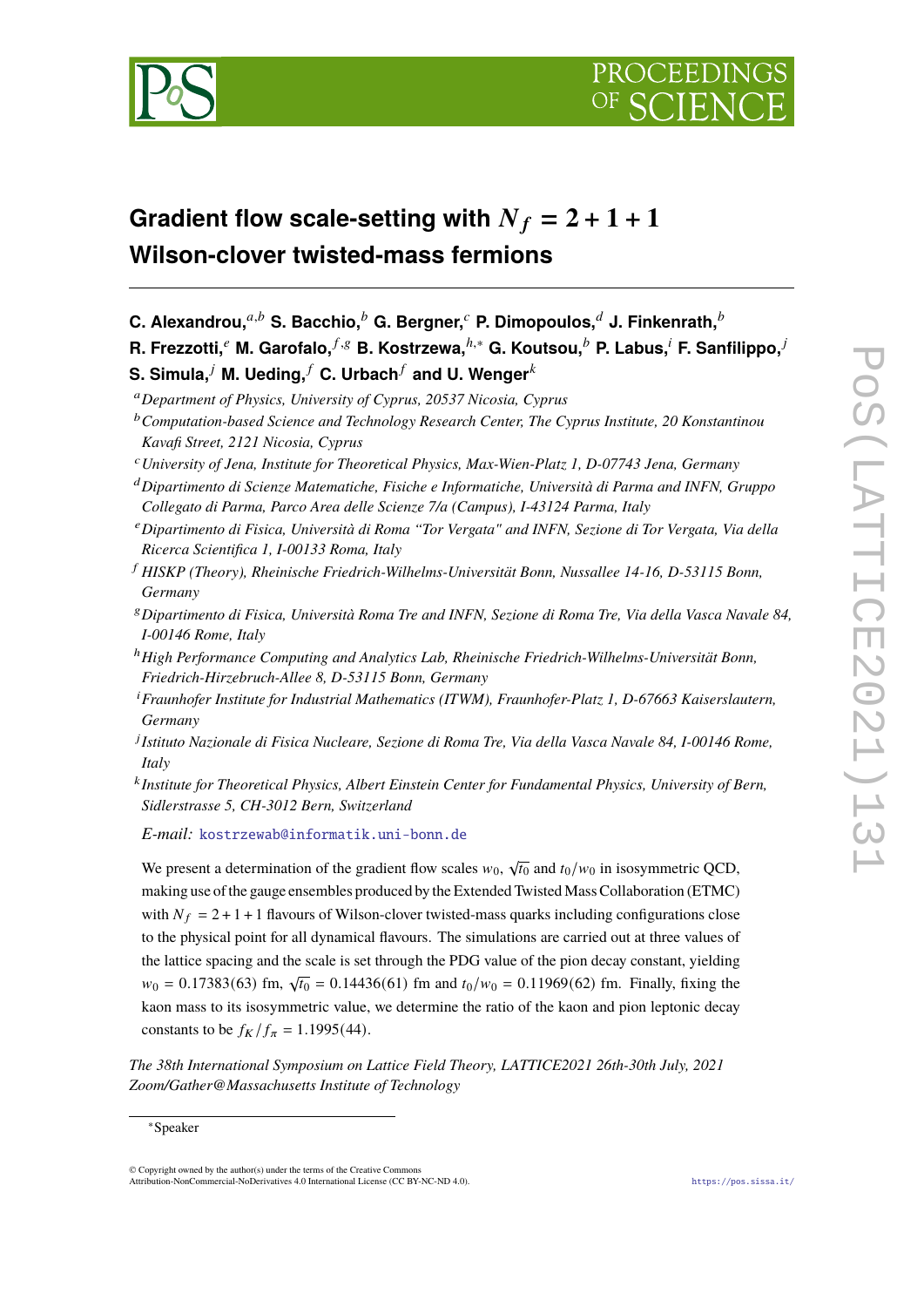# Gradient flow scale-setting with $N_f = 2 + 1 + 1$ Wilson-clover twisted-mass fermions

**C. Alexandrou,**[a,b] **S. Bacchio,**[b] **G. Bergner,**[c] **P. Dimopoulos,**[d] **J. Finkenrath,**[b] **R. Frezzotti,**[e] **M. Garofalo,**[f,g] **B. Kostrzewa,**[h,*] **G. Koutsou,**[b] **P. Labus,**[i] **F. Sanfilippo,**[j] **S. Simula,**[j] **M. Ueding,**[f] **C. Urbach**[f] **and U. Wenger**[k]

[a] *Department of Physics, University of Cyprus, 20537 Nicosia, Cyprus*

[b] *Computation-based Science and Technology Research Center, The Cyprus Institute, 20 Konstantinou Kavafi Street, 2121 Nicosia, Cyprus*

[c] *University of Jena, Institute for Theoretical Physics, Max-Wien-Platz 1, D-07743 Jena, Germany*

[d] *Dipartimento di Scienze Matematiche, Fisiche e Informatiche, Università di Parma and INFN, Gruppo Collegato di Parma, Parco Area delle Scienze 7/a (Campus), I-43124 Parma, Italy*

[e] *Dipartimento di Fisica, Università di Roma "Tor Vergata" and INFN, Sezione di Tor Vergata, Via della Ricerca Scientifica 1, I-00133 Roma, Italy*

[f] *HISKP (Theory), Rheinische Friedrich-Wilhelms-Universität Bonn, Nussallee 14-16, D-53115 Bonn, Germany*

[g] *Dipartimento di Fisica, Università Roma Tre and INFN, Sezione di Roma Tre, Via della Vasca Navale 84, I-00146 Rome, Italy*

[h] *High Performance Computing and Analytics Lab, Rheinische Friedrich-Wilhelms-Universität Bonn, Friedrich-Hirzebruch-Allee 8, D-53115 Bonn, Germany*

[i] *Fraunhofer Institute for Industrial Mathematics (ITWM), Fraunhofer-Platz 1, D-67663 Kaiserslautern, Germany*

[j] *Istituto Nazionale di Fisica Nucleare, Sezione di Roma Tre, Via della Vasca Navale 84, I-00146 Rome, Italy*

[k] *Institute for Theoretical Physics, Albert Einstein Center for Fundamental Physics, University of Bern, Sidlerstrasse 5, CH-3012 Bern, Switzerland*

*E-mail:* kostrzewab@informatik.uni-bonn.de

We present a determination of the gradient flow scales $w_0$, $\sqrt{t_0}$ and $t_0/w_0$ in isosymmetric QCD, making use of the gauge ensembles produced by the Extended Twisted Mass Collaboration (ETMC) with $N_f = 2 + 1 + 1$ flavours of Wilson-clover twisted-mass quarks including configurations close to the physical point for all dynamical flavours. The simulations are carried out at three values of the lattice spacing and the scale is set through the PDG value of the pion decay constant, yielding $w_0 = 0.17383(63)$ fm, $\sqrt{t_0} = 0.14436(61)$ fm and $t_0/w_0 = 0.11969(62)$ fm. Finally, fixing the kaon mass to its isosymmetric value, we determine the ratio of the kaon and pion leptonic decay constants to be $f_K/f_\pi = 1.1995(44)$.

*The 38th International Symposium on Lattice Field Theory, LATTICE2021 26th-30th July, 2021 Zoom/Gather@Massachusetts Institute of Technology*

*Speaker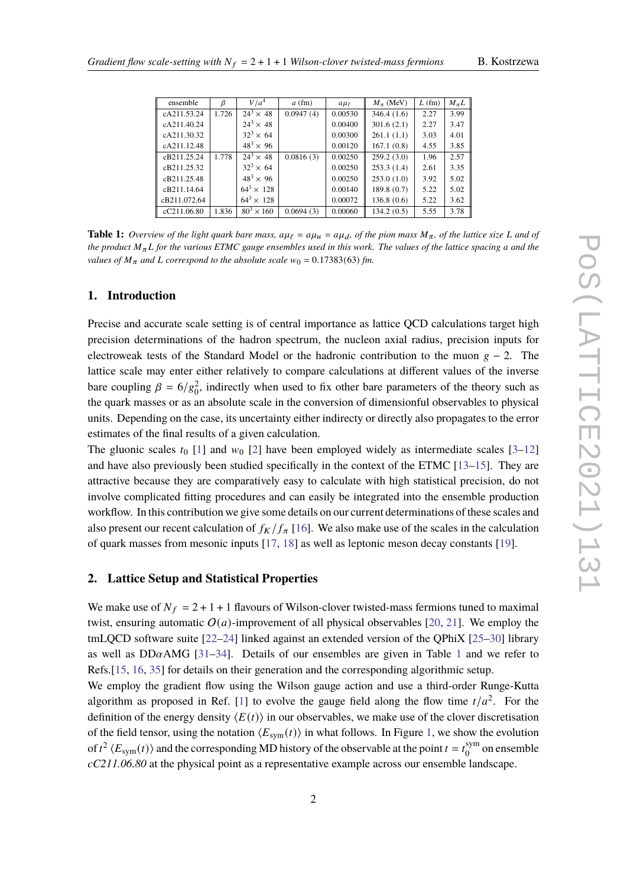| ensemble | $\beta$ | $V/a^4$ | $a$ (fm) | $a\mu_\ell$ | $M_\pi$ (MeV) | $L$ (fm) | $M_\pi L$ |
|---|---|---|---|---|---|---|---|
| cA211.53.24 | 1.726 | $24^3 \times 48$ | 0.0947 (4) | 0.00530 | 346.4 (1.6) | 2.27 | 3.99 |
| cA211.40.24 | | $24^3 \times 48$ | | 0.00400 | 301.6 (2.1) | 2.27 | 3.47 |
| cA211.30.32 | | $32^3 \times 64$ | | 0.00300 | 261.1 (1.1) | 3.03 | 4.01 |
| cA211.12.48 | | $48^3 \times 96$ | | 0.00120 | 167.1 (0.8) | 4.55 | 3.85 |
| cB211.25.24 | 1.778 | $24^3 \times 48$ | 0.0816 (3) | 0.00250 | 259.2 (3.0) | 1.96 | 2.57 |
| cB211.25.32 | | $32^3 \times 64$ | | 0.00250 | 253.3 (1.4) | 2.61 | 3.35 |
| cB211.25.48 | | $48^3 \times 96$ | | 0.00250 | 253.0 (1.0) | 3.92 | 5.02 |
| cB211.14.64 | | $64^3 \times 128$ | | 0.00140 | 189.8 (0.7) | 5.22 | 5.02 |
| cB211.072.64 | | $64^3 \times 128$ | | 0.00072 | 136.8 (0.6) | 5.22 | 3.62 |
| cC211.06.80 | 1.836 | $80^3 \times 160$ | 0.0694 (3) | 0.00060 | 134.2 (0.5) | 5.55 | 3.78 |

**Table 1:** *Overview of the light quark bare mass, $a\mu_\ell = a\mu_u = a\mu_d$, of the pion mass $M_\pi$, of the lattice size $L$ and of the product $M_\pi L$ for the various ETMC gauge ensembles used in this work. The values of the lattice spacing $a$ and the values of $M_\pi$ and $L$ correspond to the absolute scale $w_0 = 0.17383(63)$ fm.*

## 1. Introduction

Precise and accurate scale setting is of central importance as lattice QCD calculations target high precision determinations of the hadron spectrum, the nucleon axial radius, precision inputs for electroweak tests of the Standard Model or the hadronic contribution to the muon $g-2$. The lattice scale may enter either relatively to compare calculations at different values of the inverse bare coupling $\beta = 6/g_0^2$, indirectly when used to fix other bare parameters of the theory such as the quark masses or as an absolute scale in the conversion of dimensionful observables to physical units. Depending on the case, its uncertainty either indirectly or directly also propagates to the error estimates of the final results of a given calculation.

The gluonic scales $t_0$ [1] and $w_0$ [2] have been employed widely as intermediate scales [3–12] and have also previously been studied specifically in the context of the ETMC [13–15]. They are attractive because they are comparatively easy to calculate with high statistical precision, do not involve complicated fitting procedures and can easily be integrated into the ensemble production workflow. In this contribution we give some details on our current determinations of these scales and also present our recent calculation of $f_K/f_\pi$ [16]. We also make use of the scales in the calculation of quark masses from mesonic inputs [17, 18] as well as leptonic meson decay constants [19].

## 2. Lattice Setup and Statistical Properties

We make use of $N_f = 2+1+1$ flavours of Wilson-clover twisted-mass fermions tuned to maximal twist, ensuring automatic $O(a)$-improvement of all physical observables [20, 21]. We employ the tmLQCD software suite [22–24] linked against an extended version of the QPhiX [25–30] library as well as DD$\alpha$AMG [31–34]. Details of our ensembles are given in Table 1 and we refer to Refs.[15, 16, 35] for details on their generation and the corresponding algorithmic setup.

We employ the gradient flow using the Wilson gauge action and use a third-order Runge-Kutta algorithm as proposed in Ref. [1] to evolve the gauge field along the flow time $t/a^2$. For the definition of the energy density $\langle E(t)\rangle$ in our observables, we make use of the clover discretisation of the field tensor, using the notation $\langle E_{\mathrm{sym}}(t)\rangle$ in what follows. In Figure 1, we show the evolution of $t^2 \langle E_{\mathrm{sym}}(t)\rangle$ and the corresponding MD history of the observable at the point $t = t_0^{\mathrm{sym}}$ on ensemble *cC211.06.80* at the physical point as a representative example across our ensemble landscape.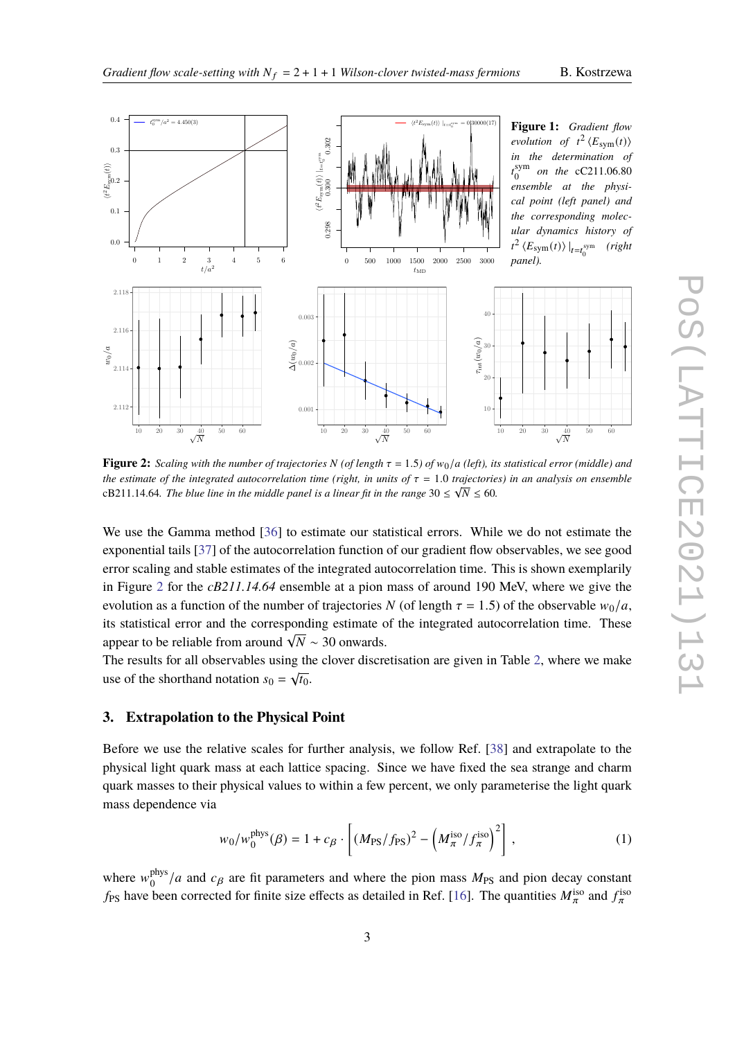**Figure 1:** *Gradient flow evolution of* $t^2 \langle E_{\mathrm{sym}}(t) \rangle$ *in the determination of* $t_0^{\mathrm{sym}}$ *on the* cC211.06.80 *ensemble at the physical point (left panel) and the corresponding molecular dynamics history of* $t^2 \langle E_{\mathrm{sym}}(t) \rangle |_{t=t_0^{\mathrm{sym}}}$ *(right panel).*

**Figure 2:** *Scaling with the number of trajectories $N$ (of length $\tau = 1.5$) of $w_0/a$ (left), its statistical error (middle) and the estimate of the integrated autocorrelation time (right, in units of $\tau = 1.0$ trajectories) in an analysis on ensemble* cB211.14.64*. The blue line in the middle panel is a linear fit in the range $30 \leq \sqrt{N} \leq 60$.*

We use the Gamma method [36] to estimate our statistical errors. While we do not estimate the exponential tails [37] of the autocorrelation function of our gradient flow observables, we see good error scaling and stable estimates of the integrated autocorrelation time. This is shown exemplarily in Figure 2 for the *cB211.14.64* ensemble at a pion mass of around 190 MeV, where we give the evolution as a function of the number of trajectories $N$ (of length $\tau = 1.5$) of the observable $w_0/a$, its statistical error and the corresponding estimate of the integrated autocorrelation time. These appear to be reliable from around $\sqrt{N} \sim 30$ onwards.
The results for all observables using the clover discretisation are given in Table 2, where we make use of the shorthand notation $s_0 = \sqrt{t_0}$.

## 3. Extrapolation to the Physical Point

Before we use the relative scales for further analysis, we follow Ref. [38] and extrapolate to the physical light quark mass at each lattice spacing. Since we have fixed the sea strange and charm quark masses to their physical values to within a few percent, we only parameterise the light quark mass dependence via

$$w_0/w_0^{\mathrm{phys}}(\beta) = 1 + c_\beta \cdot \left[ (M_{\mathrm{PS}}/f_{\mathrm{PS}})^2 - \left( M_\pi^{\mathrm{iso}}/f_\pi^{\mathrm{iso}} \right)^2 \right] , \tag{1}$$

where $w_0^{\mathrm{phys}}/a$ and $c_\beta$ are fit parameters and where the pion mass $M_{\mathrm{PS}}$ and pion decay constant $f_{\mathrm{PS}}$ have been corrected for finite size effects as detailed in Ref. [16]. The quantities $M_\pi^{\mathrm{iso}}$ and $f_\pi^{\mathrm{iso}}$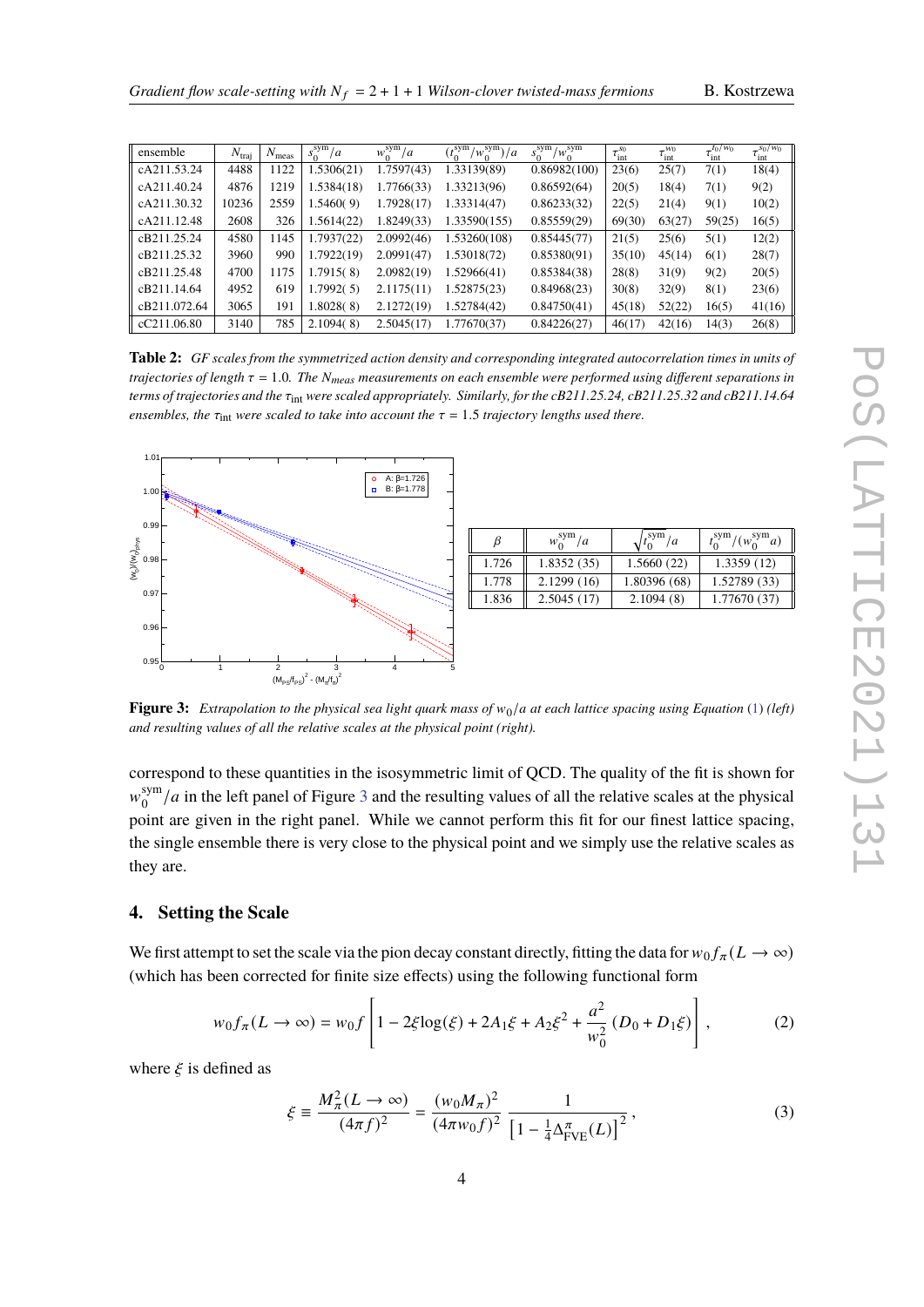| ensemble | $N_{\rm traj}$ | $N_{\rm meas}$ | $s_0^{\rm sym}/a$ | $w_0^{\rm sym}/a$ | $(t_0^{\rm sym}/w_0^{\rm sym})/a$ | $s_0^{\rm sym}/w_0^{\rm sym}$ | $\tau_{\rm int}^{s_0}$ | $\tau_{\rm int}^{w_0}$ | $\tau_{\rm int}^{t_0/w_0}$ | $\tau_{\rm int}^{s_0/w_0}$ |
|---|---|---|---|---|---|---|---|---|---|---|
| cA211.53.24 | 4488 | 1122 | 1.5306(21) | 1.7597(43) | 1.33139(89) | 0.86982(100) | 23(6) | 25(7) | 7(1) | 18(4) |
| cA211.40.24 | 4876 | 1219 | 1.5384(18) | 1.7766(33) | 1.33213(96) | 0.86592(64) | 20(5) | 18(4) | 7(1) | 9(2) |
| cA211.30.32 | 10236 | 2559 | 1.5460( 9) | 1.7928(17) | 1.33314(47) | 0.86233(32) | 22(5) | 21(4) | 9(1) | 10(2) |
| cA211.12.48 | 2608 | 326 | 1.5614(22) | 1.8249(33) | 1.33590(155) | 0.85559(29) | 69(30) | 63(27) | 59(25) | 16(5) |
| cB211.25.24 | 4580 | 1145 | 1.7937(22) | 2.0992(46) | 1.53260(108) | 0.85445(77) | 21(5) | 25(6) | 5(1) | 12(2) |
| cB211.25.32 | 3960 | 990 | 1.7922(19) | 2.0991(47) | 1.53018(72) | 0.85380(91) | 35(10) | 45(14) | 6(1) | 28(7) |
| cB211.25.48 | 4700 | 1175 | 1.7915( 8) | 2.0982(19) | 1.52966(41) | 0.85384(38) | 28(8) | 31(9) | 9(2) | 20(5) |
| cB211.14.64 | 4952 | 619 | 1.7992( 5) | 2.1175(11) | 1.52875(23) | 0.84968(23) | 30(8) | 32(9) | 8(1) | 23(6) |
| cB211.072.64 | 3065 | 191 | 1.8028( 8) | 2.1272(19) | 1.52784(42) | 0.84750(41) | 45(18) | 52(22) | 16(5) | 41(16) |
| cC211.06.80 | 3140 | 785 | 2.1094( 8) | 2.5045(17) | 1.77670(37) | 0.84226(27) | 46(17) | 42(16) | 14(3) | 26(8) |

**Table 2:** *GF scales from the symmetrized action density and corresponding integrated autocorrelation times in units of trajectories of length $\tau = 1.0$. The $N_{meas}$ measurements on each ensemble were performed using different separations in terms of trajectories and the $\tau_{\rm int}$ were scaled appropriately. Similarly, for the cB211.25.24, cB211.25.32 and cB211.14.64 ensembles, the $\tau_{\rm int}$ were scaled to take into account the $\tau = 1.5$ trajectory lengths used there.*

| $\beta$ | $w_0^{\rm sym}/a$ | $\sqrt{t_0^{\rm sym}}/a$ | $t_0^{\rm sym}/(w_0^{\rm sym}a)$ |
|---|---|---|---|
| 1.726 | 1.8352 (35) | 1.5660 (22) | 1.3359 (12) |
| 1.778 | 2.1299 (16) | 1.80396 (68) | 1.52789 (33) |
| 1.836 | 2.5045 (17) | 2.1094 (8) | 1.77670 (37) |

**Figure 3:** *Extrapolation to the physical sea light quark mass of $w_0/a$ at each lattice spacing using Equation (1) (left) and resulting values of all the relative scales at the physical point (right).*

correspond to these quantities in the isosymmetric limit of QCD. The quality of the fit is shown for $w_0^{\rm sym}/a$ in the left panel of Figure 3 and the resulting values of all the relative scales at the physical point are given in the right panel. While we cannot perform this fit for our finest lattice spacing, the single ensemble there is very close to the physical point and we simply use the relative scales as they are.

## 4. Setting the Scale

We first attempt to set the scale via the pion decay constant directly, fitting the data for $w_0 f_\pi(L \to \infty)$ (which has been corrected for finite size effects) using the following functional form

$$w_0 f_\pi(L \to \infty) = w_0 f \left[ 1 - 2\xi \log(\xi) + 2A_1\xi + A_2\xi^2 + \frac{a^2}{w_0^2}(D_0 + D_1\xi) \right], \quad (2)$$

where $\xi$ is defined as

$$\xi \equiv \frac{M_\pi^2(L \to \infty)}{(4\pi f)^2} = \frac{(w_0 M_\pi)^2}{(4\pi w_0 f)^2} \frac{1}{\left[1 - \frac{1}{4}\Delta_{\rm FVE}^\pi(L)\right]^2}, \quad (3)$$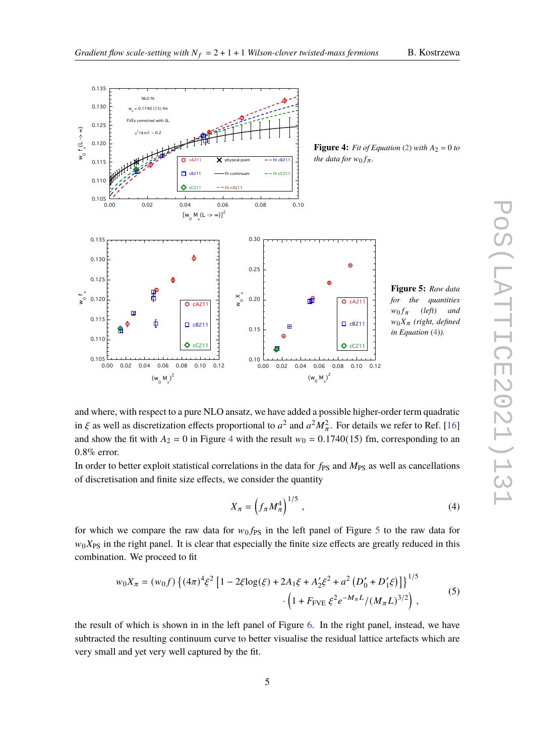**Figure 4:** *Fit of Equation (2) with $A_2 = 0$ to the data for $w_0 f_\pi$.*

**Figure 5:** *Raw data for the quantities $w_0 f_\pi$ (left) and $w_0 X_\pi$ (right, defined in Equation (4)).*

and where, with respect to a pure NLO ansatz, we have added a possible higher-order term quadratic in $\xi$ as well as discretization effects proportional to $a^2$ and $a^2 M_\pi^2$. For details we refer to Ref. [16] and show the fit with $A_2 = 0$ in Figure 4 with the result $w_0 = 0.1740(15)$ fm, corresponding to an 0.8% error.

In order to better exploit statistical correlations in the data for $f_{\text{PS}}$ and $M_{\text{PS}}$ as well as cancellations of discretisation and finite size effects, we consider the quantity

$$X_\pi = \left(f_\pi M_\pi^4\right)^{1/5}, \tag{4}$$

for which we compare the raw data for $w_0 f_{\text{PS}}$ in the left panel of Figure 5 to the raw data for $w_0 X_{\text{PS}}$ in the right panel. It is clear that especially the finite size effects are greatly reduced in this combination. We proceed to fit

$$w_0 X_\pi = (w_0 f)\left\{(4\pi)^4 \xi^2 \left[1 - 2\xi \log(\xi) + 2A_1\xi + A_2'\xi^2 + a^2\left(D_0' + D_1'\xi\right)\right]\right\}^{1/5} \cdot \left(1 + F_{\text{FVE}}\, \xi^2 e^{-M_\pi L}/(M_\pi L)^{3/2}\right), \tag{5}$$

the result of which is shown in in the left panel of Figure 6. In the right panel, instead, we have subtracted the resulting continuum curve to better visualise the residual lattice artefacts which are very small and yet very well captured by the fit.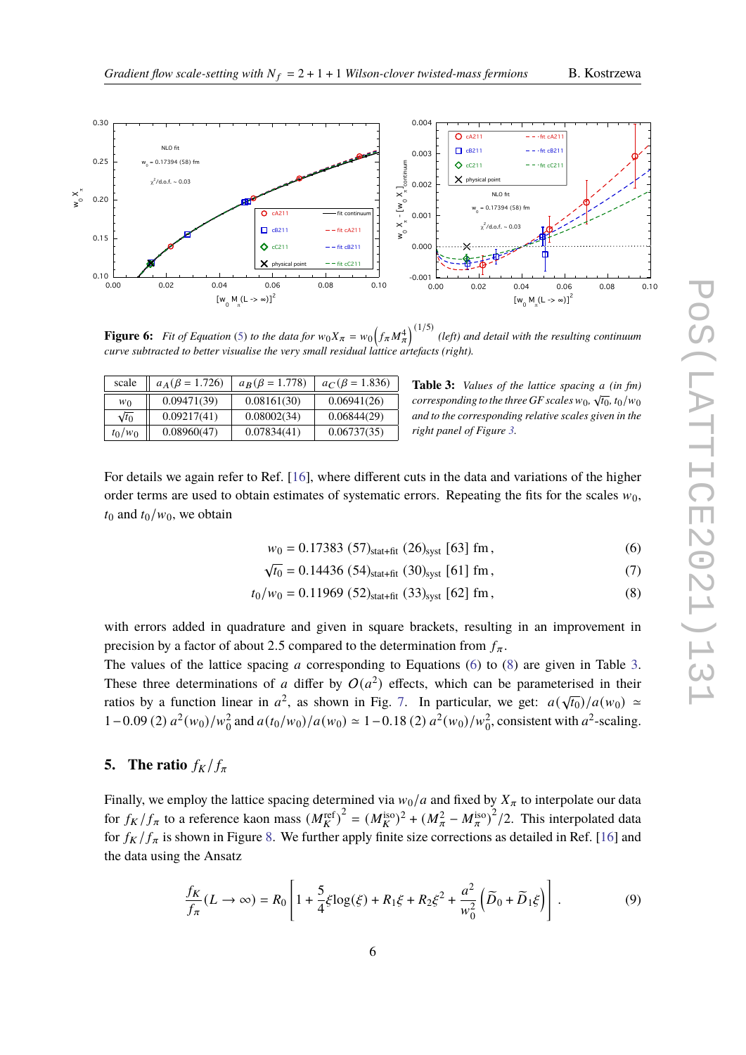**Figure 6:** *Fit of Equation (5) to the data for* $w_0 X_\pi = w_0 \left(f_\pi M_\pi^4\right)^{(1/5)}$ *(left) and detail with the resulting continuum curve subtracted to better visualise the very small residual lattice artefacts (right).*

| scale | $a_A(\beta = 1.726)$ | $a_B(\beta = 1.778)$ | $a_C(\beta = 1.836)$ |
|---|---|---|---|
| $w_0$ | 0.09471(39) | 0.08161(30) | 0.06941(26) |
| $\sqrt{t_0}$ | 0.09217(41) | 0.08002(34) | 0.06844(29) |
| $t_0/w_0$ | 0.08960(47) | 0.07834(41) | 0.06737(35) |

**Table 3:** *Values of the lattice spacing* $a$ *(in fm) corresponding to the three GF scales* $w_0$, $\sqrt{t_0}$, $t_0/w_0$ *and to the corresponding relative scales given in the right panel of Figure 3.*

For details we again refer to Ref. [16], where different cuts in the data and variations of the higher order terms are used to obtain estimates of systematic errors. Repeating the fits for the scales $w_0$, $t_0$ and $t_0/w_0$, we obtain

$$w_0 = 0.17383\ (57)_{\text{stat+fit}}\ (26)_{\text{syst}}\ [63]\ \text{fm}\,, \tag{6}$$

$$\sqrt{t_0} = 0.14436\ (54)_{\text{stat+fit}}\ (30)_{\text{syst}}\ [61]\ \text{fm}\,, \tag{7}$$

$$t_0/w_0 = 0.11969\ (52)_{\text{stat+fit}}\ (33)_{\text{syst}}\ [62]\ \text{fm}\,, \tag{8}$$

with errors added in quadrature and given in square brackets, resulting in an improvement in precision by a factor of about 2.5 compared to the determination from $f_\pi$.

The values of the lattice spacing $a$ corresponding to Equations (6) to (8) are given in Table 3. These three determinations of $a$ differ by $O(a^2)$ effects, which can be parameterised in their ratios by a function linear in $a^2$, as shown in Fig. 7. In particular, we get: $a(\sqrt{t_0})/a(w_0) \simeq 1 - 0.09\ (2)\ a^2(w_0)/w_0^2$ and $a(t_0/w_0)/a(w_0) \simeq 1 - 0.18\ (2)\ a^2(w_0)/w_0^2$, consistent with $a^2$-scaling.

## 5. The ratio $f_K/f_\pi$

Finally, we employ the lattice spacing determined via $w_0/a$ and fixed by $X_\pi$ to interpolate our data for $f_K/f_\pi$ to a reference kaon mass $\left(M_K^{\text{ref}}\right)^2 = (M_K^{\text{iso}})^2 + (M_\pi^2 - M_\pi^{\text{iso}})^2/2$. This interpolated data for $f_K/f_\pi$ is shown in Figure 8. We further apply finite size corrections as detailed in Ref. [16] and the data using the Ansatz

$$\frac{f_K}{f_\pi}(L \to \infty) = R_0 \left[ 1 + \frac{5}{4}\xi \log(\xi) + R_1 \xi + R_2 \xi^2 + \frac{a^2}{w_0^2}\left(\widetilde{D}_0 + \widetilde{D}_1 \xi\right) \right]. \tag{9}$$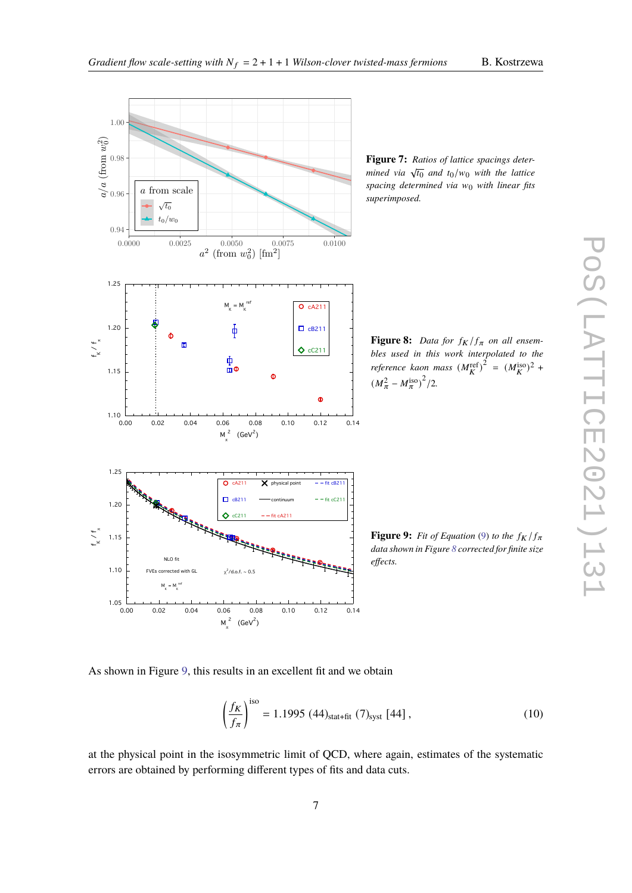**Figure 7:** *Ratios of lattice spacings determined via $\sqrt{t_0}$ and $t_0/w_0$ with the lattice spacing determined via $w_0$ with linear fits superimposed.*

**Figure 8:** *Data for $f_K/f_\pi$ on all ensembles used in this work interpolated to the reference kaon mass $(M_K^{\rm ref})^2 = (M_K^{\rm iso})^2 + (M_\pi^2 - M_\pi^{\rm iso})^2/2$.*

**Figure 9:** *Fit of Equation (9) to the $f_K/f_\pi$ data shown in Figure 8 corrected for finite size effects.*

As shown in Figure 9, this results in an excellent fit and we obtain

$$\left(\frac{f_K}{f_\pi}\right)^{\rm iso} = 1.1995\ (44)_{\rm stat+fit}\ (7)_{\rm syst}\ [44]\,, \tag{10}$$

at the physical point in the isosymmetric limit of QCD, where again, estimates of the systematic errors are obtained by performing different types of fits and data cuts.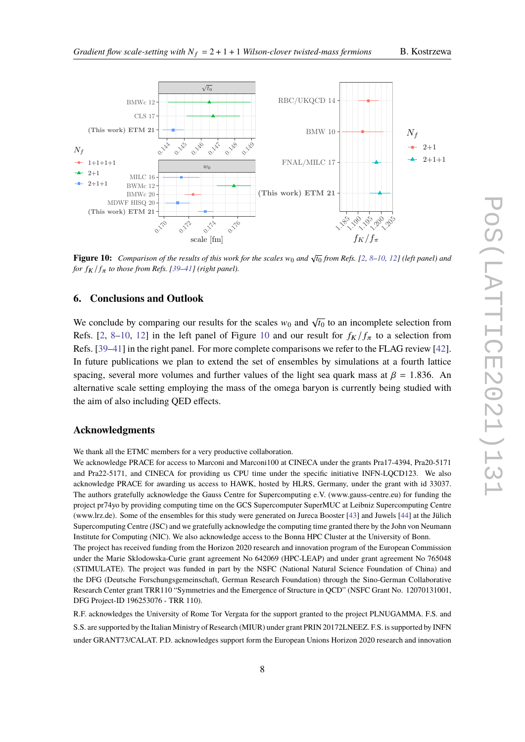**Figure 10:** *Comparison of the results of this work for the scales $w_0$ and $\sqrt{t_0}$ from Refs. [2, 8–10, 12] (left panel) and for $f_K/f_\pi$ to those from Refs. [39–41] (right panel).*

## 6. Conclusions and Outlook

We conclude by comparing our results for the scales $w_0$ and $\sqrt{t_0}$ to an incomplete selection from Refs. [2, 8–10, 12] in the left panel of Figure 10 and our result for $f_K/f_\pi$ to a selection from Refs. [39–41] in the right panel. For more complete comparisons we refer to the FLAG review [42]. In future publications we plan to extend the set of ensembles by simulations at a fourth lattice spacing, several more volumes and further values of the light sea quark mass at $\beta = 1.836$. An alternative scale setting employing the mass of the omega baryon is currently being studied with the aim of also including QED effects.

## Acknowledgments

We thank all the ETMC members for a very productive collaboration.
We acknowledge PRACE for access to Marconi and Marconi100 at CINECA under the grants Pra17-4394, Pra20-5171 and Pra22-5171, and CINECA for providing us CPU time under the specific initiative INFN-LQCD123. We also acknowledge PRACE for awarding us access to HAWK, hosted by HLRS, Germany, under the grant with id 33037. The authors gratefully acknowledge the Gauss Centre for Supercomputing e.V. (www.gauss-centre.eu) for funding the project pr74yo by providing computing time on the GCS Supercomputer SuperMUC at Leibniz Supercomputing Centre (www.lrz.de). Some of the ensembles for this study were generated on Jureca Booster [43] and Juwels [44] at the Jülich Supercomputing Centre (JSC) and we gratefully acknowledge the computing time granted there by the John von Neumann Institute for Computing (NIC). We also acknowledge access to the Bonna HPC Cluster at the University of Bonn.
The project has received funding from the Horizon 2020 research and innovation program of the European Commission under the Marie Sklodowska-Curie grant agreement No 642069 (HPC-LEAP) and under grant agreement No 765048 (STIMULATE). The project was funded in part by the NSFC (National Natural Science Foundation of China) and the DFG (Deutsche Forschungsgemeinschaft, German Research Foundation) through the Sino-German Collaborative Research Center grant TRR110 "Symmetries and the Emergence of Structure in QCD" (NSFC Grant No. 12070131001, DFG Project-ID 196253076 - TRR 110).
R.F. acknowledges the University of Rome Tor Vergata for the support granted to the project PLNUGAMMA. F.S. and S.S. are supported by the Italian Ministry of Research (MIUR) under grant PRIN 20172LNEEZ. F.S. is supported by INFN under GRANT73/CALAT. P.D. acknowledges support form the European Unions Horizon 2020 research and innovation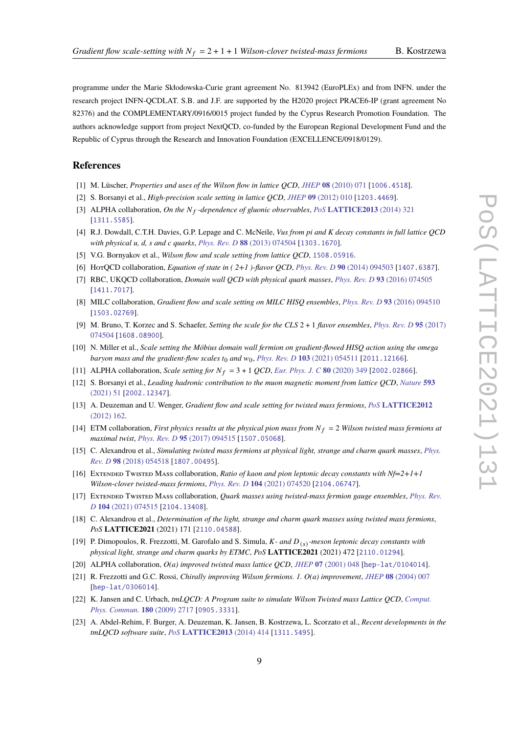programme under the Marie Skłodowska-Curie grant agreement No. 813942 (EuroPLEx) and from INFN. under the research project INFN-QCDLAT. S.B. and J.F. are supported by the H2020 project PRACE6-IP (grant agreement No 82376) and the COMPLEMENTARY/0916/0015 project funded by the Cyprus Research Promotion Foundation. The authors acknowledge support from project NextQCD, co-funded by the European Regional Development Fund and the Republic of Cyprus through the Research and Innovation Foundation (EXCELLENCE/0918/0129).

## References

[1] M. Lüscher, *Properties and uses of the Wilson flow in lattice QCD*, *JHEP* **08** (2010) 071 [1006.4518].

[2] S. Borsanyi et al., *High-precision scale setting in lattice QCD*, *JHEP* **09** (2012) 010 [1203.4469].

[3] ALPHA collaboration, *On the $N_f$-dependence of gluonic observables*, *PoS* **LATTICE2013** (2014) 321 [1311.5585].

[4] R.J. Dowdall, C.T.H. Davies, G.P. Lepage and C. McNeile, *Vus from pi and K decay constants in full lattice QCD with physical u, d, s and c quarks*, *Phys. Rev. D* **88** (2013) 074504 [1303.1670].

[5] V.G. Bornyakov et al., *Wilson flow and scale setting from lattice QCD*, 1508.05916.

[6] HotQCD collaboration, *Equation of state in ( 2+1 )-flavor QCD*, *Phys. Rev. D* **90** (2014) 094503 [1407.6387].

[7] RBC, UKQCD collaboration, *Domain wall QCD with physical quark masses*, *Phys. Rev. D* **93** (2016) 074505 [1411.7017].

[8] MILC collaboration, *Gradient flow and scale setting on MILC HISQ ensembles*, *Phys. Rev. D* **93** (2016) 094510 [1503.02769].

[9] M. Bruno, T. Korzec and S. Schaefer, *Setting the scale for the CLS $2+1$ flavor ensembles*, *Phys. Rev. D* **95** (2017) 074504 [1608.08900].

[10] N. Miller et al., *Scale setting the Möbius domain wall fermion on gradient-flowed HISQ action using the omega baryon mass and the gradient-flow scales $t_0$ and $w_0$*, *Phys. Rev. D* **103** (2021) 054511 [2011.12166].

[11] ALPHA collaboration, *Scale setting for $N_f = 3+1$ QCD*, *Eur. Phys. J. C* **80** (2020) 349 [2002.02866].

[12] S. Borsanyi et al., *Leading hadronic contribution to the muon magnetic moment from lattice QCD*, *Nature* **593** (2021) 51 [2002.12347].

[13] A. Deuzeman and U. Wenger, *Gradient flow and scale setting for twisted mass fermions*, *PoS* **LATTICE2012** (2012) 162.

[14] ETM collaboration, *First physics results at the physical pion mass from $N_f = 2$ Wilson twisted mass fermions at maximal twist*, *Phys. Rev. D* **95** (2017) 094515 [1507.05068].

[15] C. Alexandrou et al., *Simulating twisted mass fermions at physical light, strange and charm quark masses*, *Phys. Rev. D* **98** (2018) 054518 [1807.00495].

[16] Extended Twisted Mass collaboration, *Ratio of kaon and pion leptonic decay constants with Nf=2+1+1 Wilson-clover twisted-mass fermions*, *Phys. Rev. D* **104** (2021) 074520 [2104.06747].

[17] Extended Twisted Mass collaboration, *Quark masses using twisted-mass fermion gauge ensembles*, *Phys. Rev. D* **104** (2021) 074515 [2104.13408].

[18] C. Alexandrou et al., *Determination of the light, strange and charm quark masses using twisted mass fermions*, *PoS* **LATTICE2021** (2021) 171 [2110.04588].

[19] P. Dimopoulos, R. Frezzotti, M. Garofalo and S. Simula, *K- and $D_{(s)}$-meson leptonic decay constants with physical light, strange and charm quarks by ETMC*, *PoS* **LATTICE2021** (2021) 472 [2110.01294].

[20] ALPHA collaboration, *O(a) improved twisted mass lattice QCD*, *JHEP* **07** (2001) 048 [hep-lat/0104014].

[21] R. Frezzotti and G.C. Rossi, *Chirally improving Wilson fermions. 1. O(a) improvement*, *JHEP* **08** (2004) 007 [hep-lat/0306014].

[22] K. Jansen and C. Urbach, *tmLQCD: A Program suite to simulate Wilson Twisted mass Lattice QCD*, *Comput. Phys. Commun.* **180** (2009) 2717 [0905.3331].

[23] A. Abdel-Rehim, F. Burger, A. Deuzeman, K. Jansen, B. Kostrzewa, L. Scorzato et al., *Recent developments in the tmLQCD software suite*, *PoS* **LATTICE2013** (2014) 414 [1311.5495].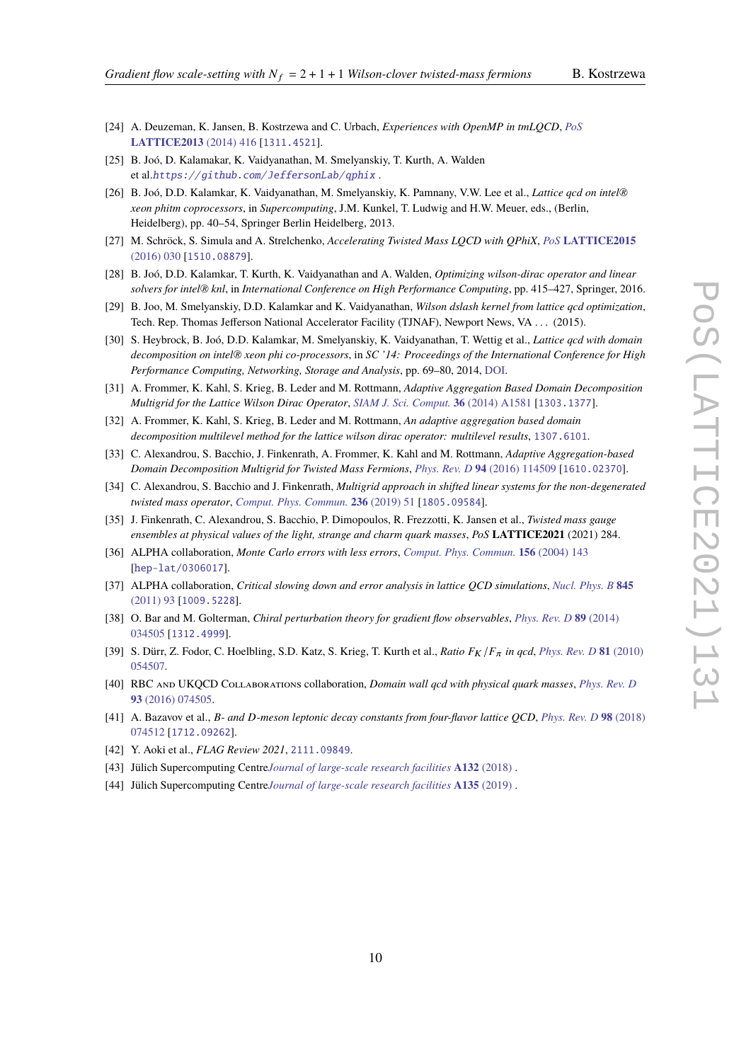[24] A. Deuzeman, K. Jansen, B. Kostrzewa and C. Urbach, *Experiences with OpenMP in tmLQCD*, *PoS* **LATTICE2013** (2014) 416 [1311.4521].

[25] B. Joó, D. Kalamakar, K. Vaidyanathan, M. Smelyanskiy, T. Kurth, A. Walden et al.*https://github.com/JeffersonLab/qphix* .

[26] B. Joó, D.D. Kalamkar, K. Vaidyanathan, M. Smelyanskiy, K. Pamnany, V.W. Lee et al., *Lattice qcd on intel® xeon phitm coprocessors*, in *Supercomputing*, J.M. Kunkel, T. Ludwig and H.W. Meuer, eds., (Berlin, Heidelberg), pp. 40–54, Springer Berlin Heidelberg, 2013.

[27] M. Schröck, S. Simula and A. Strelchenko, *Accelerating Twisted Mass LQCD with QPhiX*, *PoS* **LATTICE2015** (2016) 030 [1510.08879].

[28] B. Joó, D.D. Kalamkar, T. Kurth, K. Vaidyanathan and A. Walden, *Optimizing wilson-dirac operator and linear solvers for intel® knl*, in *International Conference on High Performance Computing*, pp. 415–427, Springer, 2016.

[29] B. Joo, M. Smelyanskiy, D.D. Kalamkar and K. Vaidyanathan, *Wilson dslash kernel from lattice qcd optimization*, Tech. Rep. Thomas Jefferson National Accelerator Facility (TJNAF), Newport News, VA . . . (2015).

[30] S. Heybrock, B. Joó, D.D. Kalamkar, M. Smelyanskiy, K. Vaidyanathan, T. Wettig et al., *Lattice qcd with domain decomposition on intel® xeon phi co-processors*, in *SC '14: Proceedings of the International Conference for High Performance Computing, Networking, Storage and Analysis*, pp. 69–80, 2014, DOI.

[31] A. Frommer, K. Kahl, S. Krieg, B. Leder and M. Rottmann, *Adaptive Aggregation Based Domain Decomposition Multigrid for the Lattice Wilson Dirac Operator*, *SIAM J. Sci. Comput.* **36** (2014) A1581 [1303.1377].

[32] A. Frommer, K. Kahl, S. Krieg, B. Leder and M. Rottmann, *An adaptive aggregation based domain decomposition multilevel method for the lattice wilson dirac operator: multilevel results*, 1307.6101.

[33] C. Alexandrou, S. Bacchio, J. Finkenrath, A. Frommer, K. Kahl and M. Rottmann, *Adaptive Aggregation-based Domain Decomposition Multigrid for Twisted Mass Fermions*, *Phys. Rev. D* **94** (2016) 114509 [1610.02370].

[34] C. Alexandrou, S. Bacchio and J. Finkenrath, *Multigrid approach in shifted linear systems for the non-degenerated twisted mass operator*, *Comput. Phys. Commun.* **236** (2019) 51 [1805.09584].

[35] J. Finkenrath, C. Alexandrou, S. Bacchio, P. Dimopoulos, R. Frezzotti, K. Jansen et al., *Twisted mass gauge ensembles at physical values of the light, strange and charm quark masses*, *PoS* **LATTICE2021** (2021) 284.

[36] ALPHA collaboration, *Monte Carlo errors with less errors*, *Comput. Phys. Commun.* **156** (2004) 143 [hep-lat/0306017].

[37] ALPHA collaboration, *Critical slowing down and error analysis in lattice QCD simulations*, *Nucl. Phys. B* **845** (2011) 93 [1009.5228].

[38] O. Bar and M. Golterman, *Chiral perturbation theory for gradient flow observables*, *Phys. Rev. D* **89** (2014) 034505 [1312.4999].

[39] S. Dürr, Z. Fodor, C. Hoelbling, S.D. Katz, S. Krieg, T. Kurth et al., *Ratio $F_K/F_\pi$ in qcd*, *Phys. Rev. D* **81** (2010) 054507.

[40] RBC and UKQCD Collaborations collaboration, *Domain wall qcd with physical quark masses*, *Phys. Rev. D* **93** (2016) 074505.

[41] A. Bazavov et al., *B- and D-meson leptonic decay constants from four-flavor lattice QCD*, *Phys. Rev. D* **98** (2018) 074512 [1712.09262].

[42] Y. Aoki et al., *FLAG Review 2021*, 2111.09849.

[43] Jülich Supercomputing Centre*Journal of large-scale research facilities* **A132** (2018) .

[44] Jülich Supercomputing Centre*Journal of large-scale research facilities* **A135** (2019) .